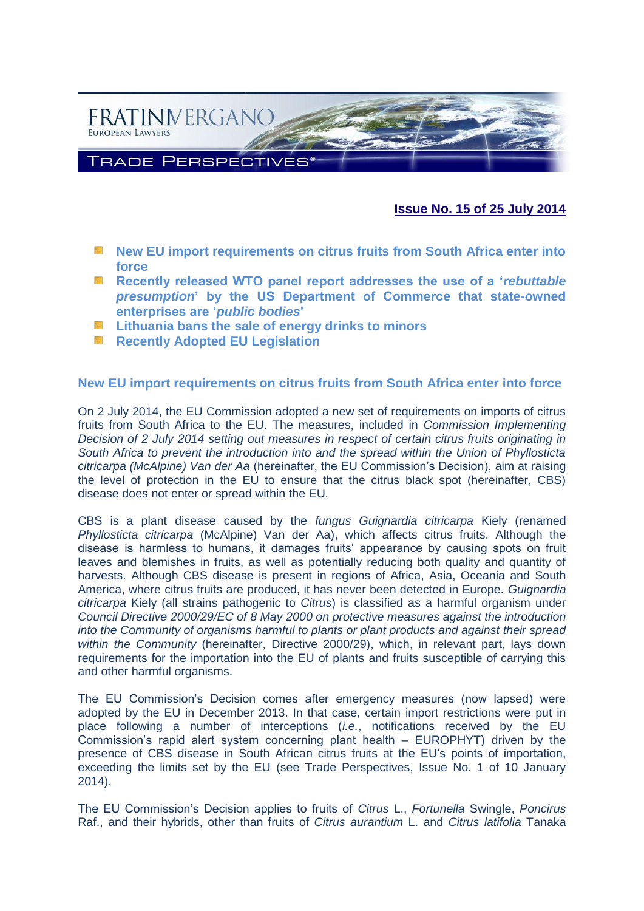FRATINIVERGANO
EUROPEAN LAWYERS

TRADE PERSPECTIVES®

**Issue No. 15 of 25 July 2014**

- **New EU import requirements on citrus fruits from South Africa enter into force**
- **Recently released WTO panel report addresses the use of a '*rebuttable presumption*' by the US Department of Commerce that state-owned enterprises are '*public bodies*'**
- **Lithuania bans the sale of energy drinks to minors**
- **Recently Adopted EU Legislation**

## New EU import requirements on citrus fruits from South Africa enter into force

On 2 July 2014, the EU Commission adopted a new set of requirements on imports of citrus fruits from South Africa to the EU. The measures, included in *Commission Implementing Decision of 2 July 2014 setting out measures in respect of certain citrus fruits originating in South Africa to prevent the introduction into and the spread within the Union of Phyllosticta citricarpa (McAlpine) Van der Aa* (hereinafter, the EU Commission's Decision), aim at raising the level of protection in the EU to ensure that the citrus black spot (hereinafter, CBS) disease does not enter or spread within the EU.

CBS is a plant disease caused by the *fungus Guignardia citricarpa* Kiely (renamed *Phyllosticta citricarpa* (McAlpine) Van der Aa), which affects citrus fruits. Although the disease is harmless to humans, it damages fruits' appearance by causing spots on fruit leaves and blemishes in fruits, as well as potentially reducing both quality and quantity of harvests. Although CBS disease is present in regions of Africa, Asia, Oceania and South America, where citrus fruits are produced, it has never been detected in Europe. *Guignardia citricarpa* Kiely (all strains pathogenic to *Citrus*) is classified as a harmful organism under *Council Directive 2000/29/EC of 8 May 2000 on protective measures against the introduction into the Community of organisms harmful to plants or plant products and against their spread within the Community* (hereinafter, Directive 2000/29), which, in relevant part, lays down requirements for the importation into the EU of plants and fruits susceptible of carrying this and other harmful organisms.

The EU Commission's Decision comes after emergency measures (now lapsed) were adopted by the EU in December 2013. In that case, certain import restrictions were put in place following a number of interceptions (*i.e.*, notifications received by the EU Commission's rapid alert system concerning plant health – EUROPHYT) driven by the presence of CBS disease in South African citrus fruits at the EU's points of importation, exceeding the limits set by the EU (see Trade Perspectives, Issue No. 1 of 10 January 2014).

The EU Commission's Decision applies to fruits of *Citrus* L., *Fortunella* Swingle, *Poncirus* Raf., and their hybrids, other than fruits of *Citrus aurantium* L. and *Citrus latifolia* Tanaka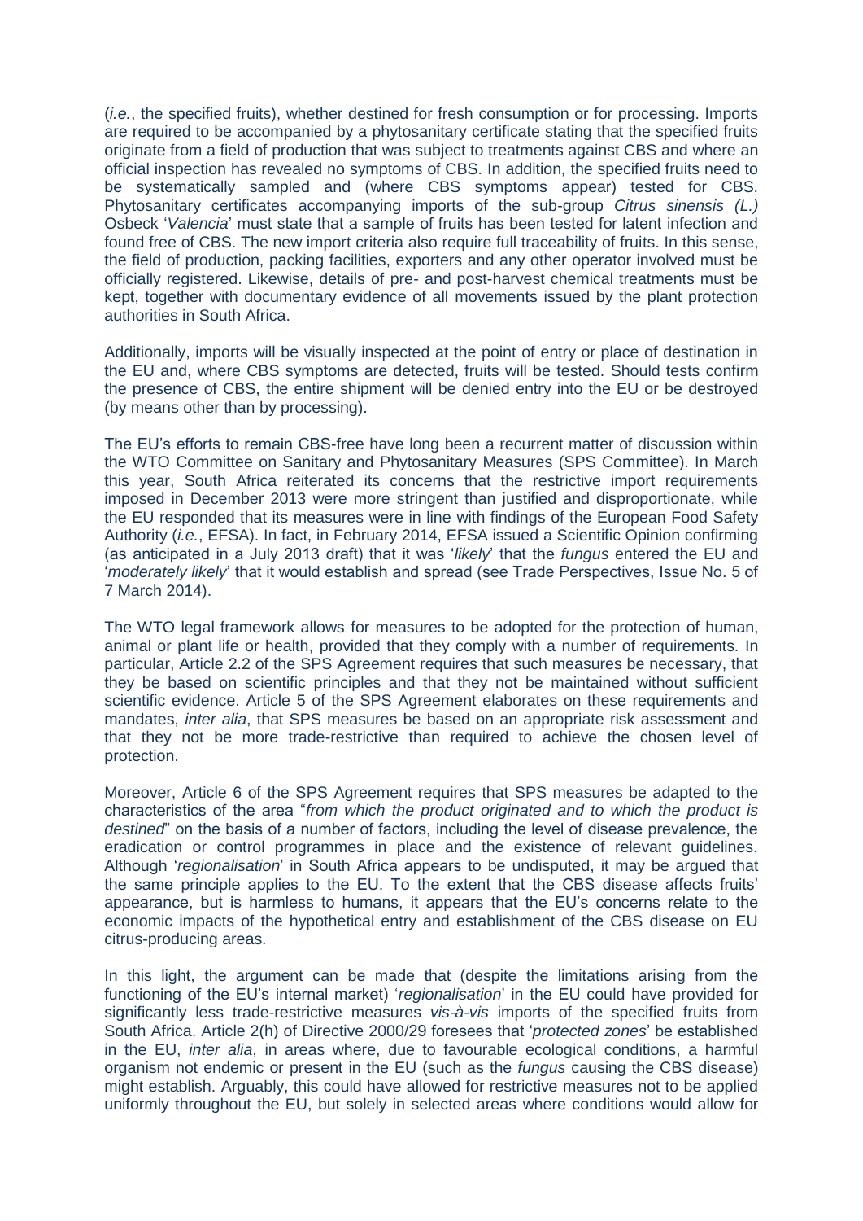(*i.e.*, the specified fruits), whether destined for fresh consumption or for processing. Imports are required to be accompanied by a phytosanitary certificate stating that the specified fruits originate from a field of production that was subject to treatments against CBS and where an official inspection has revealed no symptoms of CBS. In addition, the specified fruits need to be systematically sampled and (where CBS symptoms appear) tested for CBS. Phytosanitary certificates accompanying imports of the sub-group *Citrus sinensis (L.)* Osbeck '*Valencia*' must state that a sample of fruits has been tested for latent infection and found free of CBS. The new import criteria also require full traceability of fruits. In this sense, the field of production, packing facilities, exporters and any other operator involved must be officially registered. Likewise, details of pre- and post-harvest chemical treatments must be kept, together with documentary evidence of all movements issued by the plant protection authorities in South Africa.

Additionally, imports will be visually inspected at the point of entry or place of destination in the EU and, where CBS symptoms are detected, fruits will be tested. Should tests confirm the presence of CBS, the entire shipment will be denied entry into the EU or be destroyed (by means other than by processing).

The EU's efforts to remain CBS-free have long been a recurrent matter of discussion within the WTO Committee on Sanitary and Phytosanitary Measures (SPS Committee). In March this year, South Africa reiterated its concerns that the restrictive import requirements imposed in December 2013 were more stringent than justified and disproportionate, while the EU responded that its measures were in line with findings of the European Food Safety Authority (*i.e.*, EFSA). In fact, in February 2014, EFSA issued a Scientific Opinion confirming (as anticipated in a July 2013 draft) that it was '*likely*' that the *fungus* entered the EU and '*moderately likely*' that it would establish and spread (see Trade Perspectives, Issue No. 5 of 7 March 2014).

The WTO legal framework allows for measures to be adopted for the protection of human, animal or plant life or health, provided that they comply with a number of requirements. In particular, Article 2.2 of the SPS Agreement requires that such measures be necessary, that they be based on scientific principles and that they not be maintained without sufficient scientific evidence. Article 5 of the SPS Agreement elaborates on these requirements and mandates, *inter alia*, that SPS measures be based on an appropriate risk assessment and that they not be more trade-restrictive than required to achieve the chosen level of protection.

Moreover, Article 6 of the SPS Agreement requires that SPS measures be adapted to the characteristics of the area "*from which the product originated and to which the product is destined*" on the basis of a number of factors, including the level of disease prevalence, the eradication or control programmes in place and the existence of relevant guidelines. Although '*regionalisation*' in South Africa appears to be undisputed, it may be argued that the same principle applies to the EU. To the extent that the CBS disease affects fruits' appearance, but is harmless to humans, it appears that the EU's concerns relate to the economic impacts of the hypothetical entry and establishment of the CBS disease on EU citrus-producing areas.

In this light, the argument can be made that (despite the limitations arising from the functioning of the EU's internal market) '*regionalisation*' in the EU could have provided for significantly less trade-restrictive measures *vis-à-vis* imports of the specified fruits from South Africa. Article 2(h) of Directive 2000/29 foresees that '*protected zones*' be established in the EU, *inter alia*, in areas where, due to favourable ecological conditions, a harmful organism not endemic or present in the EU (such as the *fungus* causing the CBS disease) might establish. Arguably, this could have allowed for restrictive measures not to be applied uniformly throughout the EU, but solely in selected areas where conditions would allow for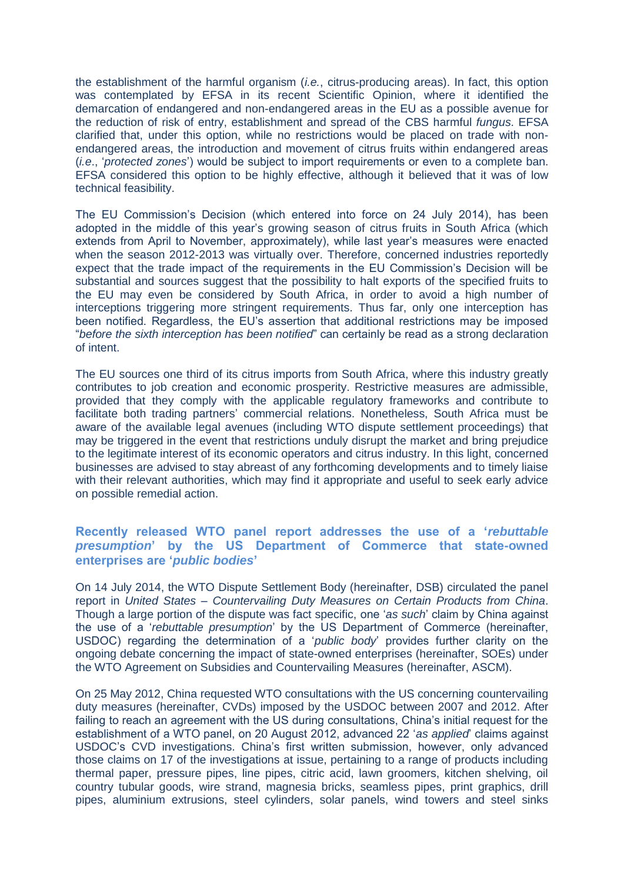the establishment of the harmful organism (*i.e.*, citrus-producing areas). In fact, this option was contemplated by EFSA in its recent Scientific Opinion, where it identified the demarcation of endangered and non-endangered areas in the EU as a possible avenue for the reduction of risk of entry, establishment and spread of the CBS harmful *fungus*. EFSA clarified that, under this option, while no restrictions would be placed on trade with non-endangered areas, the introduction and movement of citrus fruits within endangered areas (*i.e*., '*protected zones*') would be subject to import requirements or even to a complete ban. EFSA considered this option to be highly effective, although it believed that it was of low technical feasibility.

The EU Commission's Decision (which entered into force on 24 July 2014), has been adopted in the middle of this year's growing season of citrus fruits in South Africa (which extends from April to November, approximately), while last year's measures were enacted when the season 2012-2013 was virtually over. Therefore, concerned industries reportedly expect that the trade impact of the requirements in the EU Commission's Decision will be substantial and sources suggest that the possibility to halt exports of the specified fruits to the EU may even be considered by South Africa, in order to avoid a high number of interceptions triggering more stringent requirements. Thus far, only one interception has been notified. Regardless, the EU's assertion that additional restrictions may be imposed "*before the sixth interception has been notified*" can certainly be read as a strong declaration of intent.

The EU sources one third of its citrus imports from South Africa, where this industry greatly contributes to job creation and economic prosperity. Restrictive measures are admissible, provided that they comply with the applicable regulatory frameworks and contribute to facilitate both trading partners' commercial relations. Nonetheless, South Africa must be aware of the available legal avenues (including WTO dispute settlement proceedings) that may be triggered in the event that restrictions unduly disrupt the market and bring prejudice to the legitimate interest of its economic operators and citrus industry. In this light, concerned businesses are advised to stay abreast of any forthcoming developments and to timely liaise with their relevant authorities, which may find it appropriate and useful to seek early advice on possible remedial action.

## Recently released WTO panel report addresses the use of a '*rebuttable presumption*' by the US Department of Commerce that state-owned enterprises are '*public bodies*'

On 14 July 2014, the WTO Dispute Settlement Body (hereinafter, DSB) circulated the panel report in *United States – Countervailing Duty Measures on Certain Products from China*. Though a large portion of the dispute was fact specific, one '*as such*' claim by China against the use of a '*rebuttable presumption*' by the US Department of Commerce (hereinafter, USDOC) regarding the determination of a '*public body*' provides further clarity on the ongoing debate concerning the impact of state-owned enterprises (hereinafter, SOEs) under the WTO Agreement on Subsidies and Countervailing Measures (hereinafter, ASCM).

On 25 May 2012, China requested WTO consultations with the US concerning countervailing duty measures (hereinafter, CVDs) imposed by the USDOC between 2007 and 2012. After failing to reach an agreement with the US during consultations, China's initial request for the establishment of a WTO panel, on 20 August 2012, advanced 22 '*as applied*' claims against USDOC's CVD investigations. China's first written submission, however, only advanced those claims on 17 of the investigations at issue, pertaining to a range of products including thermal paper, pressure pipes, line pipes, citric acid, lawn groomers, kitchen shelving, oil country tubular goods, wire strand, magnesia bricks, seamless pipes, print graphics, drill pipes, aluminium extrusions, steel cylinders, solar panels, wind towers and steel sinks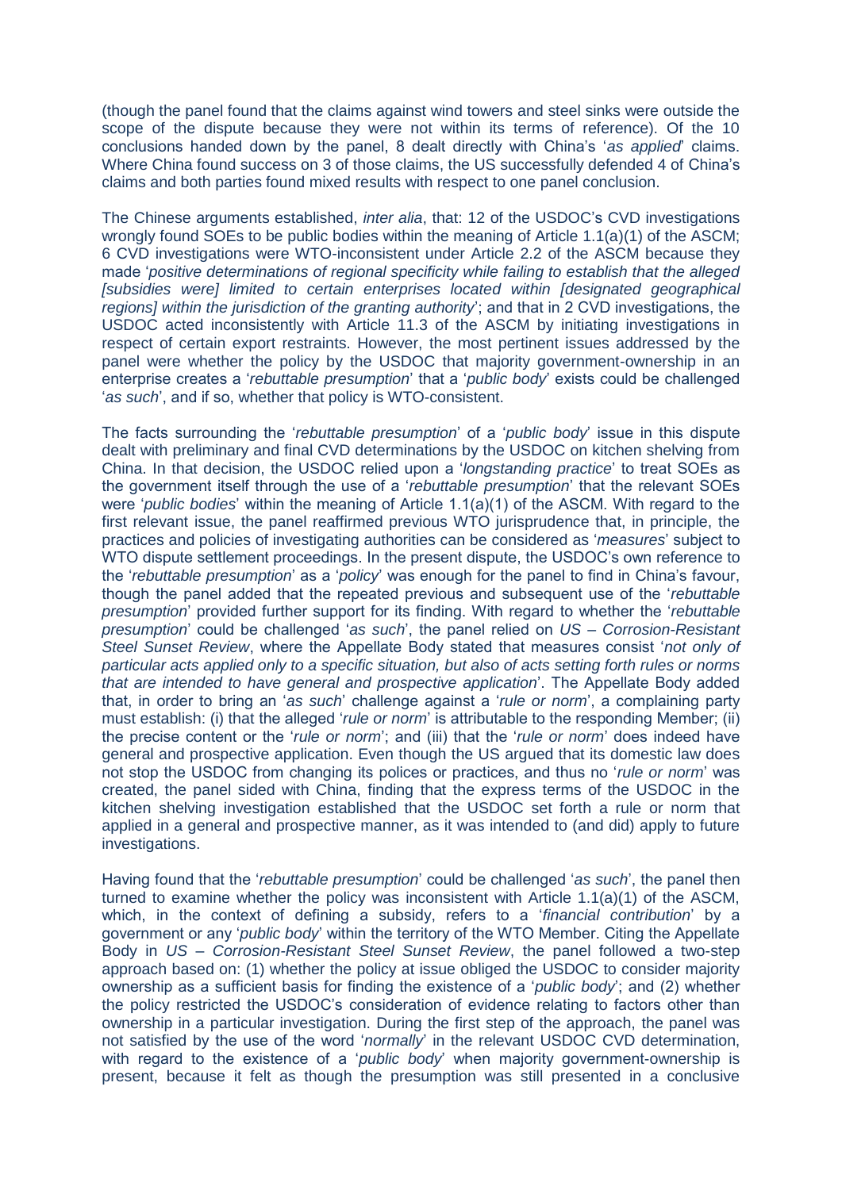(though the panel found that the claims against wind towers and steel sinks were outside the scope of the dispute because they were not within its terms of reference). Of the 10 conclusions handed down by the panel, 8 dealt directly with China's '*as applied*' claims. Where China found success on 3 of those claims, the US successfully defended 4 of China's claims and both parties found mixed results with respect to one panel conclusion.

The Chinese arguments established, *inter alia*, that: 12 of the USDOC's CVD investigations wrongly found SOEs to be public bodies within the meaning of Article 1.1(a)(1) of the ASCM; 6 CVD investigations were WTO-inconsistent under Article 2.2 of the ASCM because they made '*positive determinations of regional specificity while failing to establish that the alleged [subsidies were] limited to certain enterprises located within [designated geographical regions] within the jurisdiction of the granting authority*'; and that in 2 CVD investigations, the USDOC acted inconsistently with Article 11.3 of the ASCM by initiating investigations in respect of certain export restraints. However, the most pertinent issues addressed by the panel were whether the policy by the USDOC that majority government-ownership in an enterprise creates a '*rebuttable presumption*' that a '*public body*' exists could be challenged '*as such*', and if so, whether that policy is WTO-consistent.

The facts surrounding the '*rebuttable presumption*' of a '*public body*' issue in this dispute dealt with preliminary and final CVD determinations by the USDOC on kitchen shelving from China. In that decision, the USDOC relied upon a '*longstanding practice*' to treat SOEs as the government itself through the use of a '*rebuttable presumption*' that the relevant SOEs were '*public bodies*' within the meaning of Article 1.1(a)(1) of the ASCM. With regard to the first relevant issue, the panel reaffirmed previous WTO jurisprudence that, in principle, the practices and policies of investigating authorities can be considered as '*measures*' subject to WTO dispute settlement proceedings. In the present dispute, the USDOC's own reference to the '*rebuttable presumption*' as a '*policy*' was enough for the panel to find in China's favour, though the panel added that the repeated previous and subsequent use of the '*rebuttable presumption*' provided further support for its finding. With regard to whether the '*rebuttable presumption*' could be challenged '*as such*', the panel relied on *US – Corrosion-Resistant Steel Sunset Review*, where the Appellate Body stated that measures consist '*not only of particular acts applied only to a specific situation, but also of acts setting forth rules or norms that are intended to have general and prospective application*'. The Appellate Body added that, in order to bring an '*as such*' challenge against a '*rule or norm*', a complaining party must establish: (i) that the alleged '*rule or norm*' is attributable to the responding Member; (ii) the precise content or the '*rule or norm*'; and (iii) that the '*rule or norm*' does indeed have general and prospective application. Even though the US argued that its domestic law does not stop the USDOC from changing its polices or practices, and thus no '*rule or norm*' was created, the panel sided with China, finding that the express terms of the USDOC in the kitchen shelving investigation established that the USDOC set forth a rule or norm that applied in a general and prospective manner, as it was intended to (and did) apply to future investigations.

Having found that the '*rebuttable presumption*' could be challenged '*as such*', the panel then turned to examine whether the policy was inconsistent with Article 1.1(a)(1) of the ASCM, which, in the context of defining a subsidy, refers to a '*financial contribution*' by a government or any '*public body*' within the territory of the WTO Member. Citing the Appellate Body in *US – Corrosion-Resistant Steel Sunset Review*, the panel followed a two-step approach based on: (1) whether the policy at issue obliged the USDOC to consider majority ownership as a sufficient basis for finding the existence of a '*public body*'; and (2) whether the policy restricted the USDOC's consideration of evidence relating to factors other than ownership in a particular investigation. During the first step of the approach, the panel was not satisfied by the use of the word '*normally*' in the relevant USDOC CVD determination, with regard to the existence of a '*public body*' when majority government-ownership is present, because it felt as though the presumption was still presented in a conclusive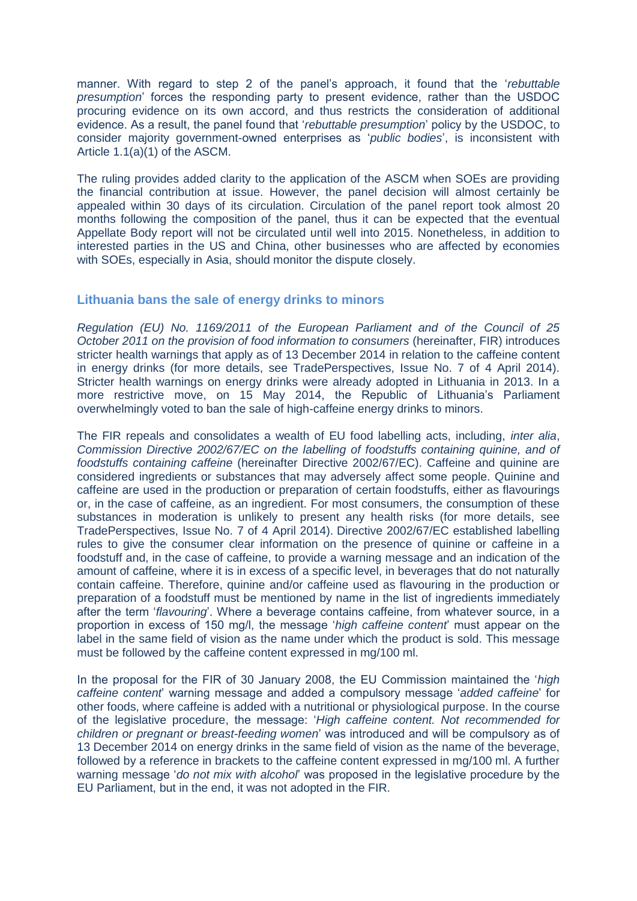manner. With regard to step 2 of the panel's approach, it found that the '*rebuttable presumption*' forces the responding party to present evidence, rather than the USDOC procuring evidence on its own accord, and thus restricts the consideration of additional evidence. As a result, the panel found that '*rebuttable presumption*' policy by the USDOC, to consider majority government-owned enterprises as '*public bodies*', is inconsistent with Article 1.1(a)(1) of the ASCM.

The ruling provides added clarity to the application of the ASCM when SOEs are providing the financial contribution at issue. However, the panel decision will almost certainly be appealed within 30 days of its circulation. Circulation of the panel report took almost 20 months following the composition of the panel, thus it can be expected that the eventual Appellate Body report will not be circulated until well into 2015. Nonetheless, in addition to interested parties in the US and China, other businesses who are affected by economies with SOEs, especially in Asia, should monitor the dispute closely.

## Lithuania bans the sale of energy drinks to minors

*Regulation (EU) No. 1169/2011 of the European Parliament and of the Council of 25 October 2011 on the provision of food information to consumers* (hereinafter, FIR) introduces stricter health warnings that apply as of 13 December 2014 in relation to the caffeine content in energy drinks (for more details, see TradePerspectives, Issue No. 7 of 4 April 2014). Stricter health warnings on energy drinks were already adopted in Lithuania in 2013. In a more restrictive move, on 15 May 2014, the Republic of Lithuania's Parliament overwhelmingly voted to ban the sale of high-caffeine energy drinks to minors.

The FIR repeals and consolidates a wealth of EU food labelling acts, including, *inter alia*, *Commission Directive 2002/67/EC on the labelling of foodstuffs containing quinine, and of foodstuffs containing caffeine* (hereinafter Directive 2002/67/EC). Caffeine and quinine are considered ingredients or substances that may adversely affect some people. Quinine and caffeine are used in the production or preparation of certain foodstuffs, either as flavourings or, in the case of caffeine, as an ingredient. For most consumers, the consumption of these substances in moderation is unlikely to present any health risks (for more details, see TradePerspectives, Issue No. 7 of 4 April 2014). Directive 2002/67/EC established labelling rules to give the consumer clear information on the presence of quinine or caffeine in a foodstuff and, in the case of caffeine, to provide a warning message and an indication of the amount of caffeine, where it is in excess of a specific level, in beverages that do not naturally contain caffeine. Therefore, quinine and/or caffeine used as flavouring in the production or preparation of a foodstuff must be mentioned by name in the list of ingredients immediately after the term '*flavouring*'. Where a beverage contains caffeine, from whatever source, in a proportion in excess of 150 mg/l, the message '*high caffeine content*' must appear on the label in the same field of vision as the name under which the product is sold. This message must be followed by the caffeine content expressed in mg/100 ml.

In the proposal for the FIR of 30 January 2008, the EU Commission maintained the '*high caffeine content*' warning message and added a compulsory message '*added caffeine*' for other foods, where caffeine is added with a nutritional or physiological purpose. In the course of the legislative procedure, the message: '*High caffeine content. Not recommended for children or pregnant or breast-feeding women*' was introduced and will be compulsory as of 13 December 2014 on energy drinks in the same field of vision as the name of the beverage, followed by a reference in brackets to the caffeine content expressed in mg/100 ml. A further warning message '*do not mix with alcohol*' was proposed in the legislative procedure by the EU Parliament, but in the end, it was not adopted in the FIR.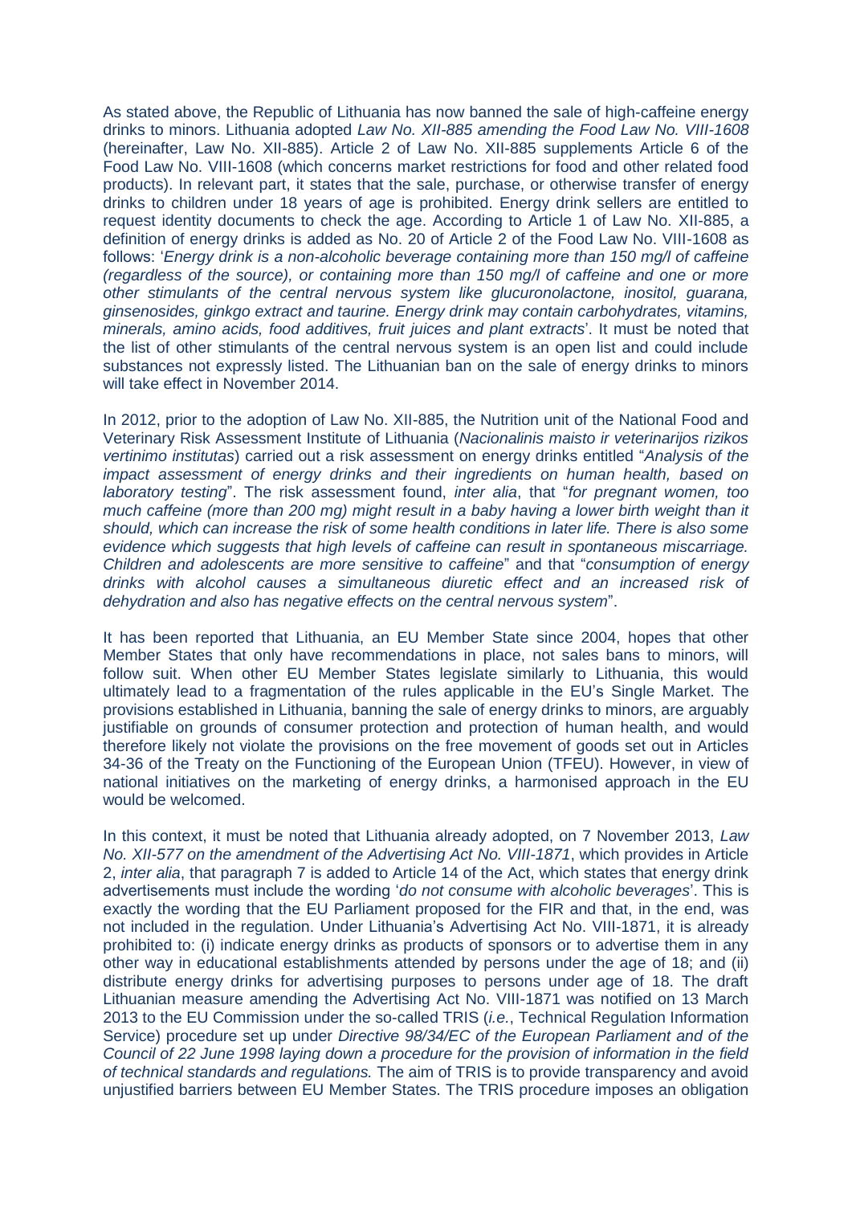As stated above, the Republic of Lithuania has now banned the sale of high-caffeine energy drinks to minors. Lithuania adopted *Law No. XII-885 amending the Food Law No. VIII-1608* (hereinafter, Law No. XII-885). Article 2 of Law No. XII-885 supplements Article 6 of the Food Law No. VIII-1608 (which concerns market restrictions for food and other related food products). In relevant part, it states that the sale, purchase, or otherwise transfer of energy drinks to children under 18 years of age is prohibited. Energy drink sellers are entitled to request identity documents to check the age. According to Article 1 of Law No. XII-885, a definition of energy drinks is added as No. 20 of Article 2 of the Food Law No. VIII-1608 as follows: '*Energy drink is a non-alcoholic beverage containing more than 150 mg/l of caffeine (regardless of the source), or containing more than 150 mg/l of caffeine and one or more other stimulants of the central nervous system like glucuronolactone, inositol, guarana, ginsenosides, ginkgo extract and taurine. Energy drink may contain carbohydrates, vitamins, minerals, amino acids, food additives, fruit juices and plant extracts*'. It must be noted that the list of other stimulants of the central nervous system is an open list and could include substances not expressly listed. The Lithuanian ban on the sale of energy drinks to minors will take effect in November 2014.

In 2012, prior to the adoption of Law No. XII-885, the Nutrition unit of the National Food and Veterinary Risk Assessment Institute of Lithuania (*Nacionalinis maisto ir veterinarijos rizikos vertinimo institutas*) carried out a risk assessment on energy drinks entitled "*Analysis of the impact assessment of energy drinks and their ingredients on human health, based on laboratory testing*". The risk assessment found, *inter alia*, that "*for pregnant women, too much caffeine (more than 200 mg) might result in a baby having a lower birth weight than it should, which can increase the risk of some health conditions in later life. There is also some evidence which suggests that high levels of caffeine can result in spontaneous miscarriage. Children and adolescents are more sensitive to caffeine*" and that "*consumption of energy drinks with alcohol causes a simultaneous diuretic effect and an increased risk of dehydration and also has negative effects on the central nervous system*".

It has been reported that Lithuania, an EU Member State since 2004, hopes that other Member States that only have recommendations in place, not sales bans to minors, will follow suit. When other EU Member States legislate similarly to Lithuania, this would ultimately lead to a fragmentation of the rules applicable in the EU's Single Market. The provisions established in Lithuania, banning the sale of energy drinks to minors, are arguably justifiable on grounds of consumer protection and protection of human health, and would therefore likely not violate the provisions on the free movement of goods set out in Articles 34-36 of the Treaty on the Functioning of the European Union (TFEU). However, in view of national initiatives on the marketing of energy drinks, a harmonised approach in the EU would be welcomed.

In this context, it must be noted that Lithuania already adopted, on 7 November 2013, *Law No. XII-577 on the amendment of the Advertising Act No. VIII-1871*, which provides in Article 2, *inter alia*, that paragraph 7 is added to Article 14 of the Act, which states that energy drink advertisements must include the wording '*do not consume with alcoholic beverages*'. This is exactly the wording that the EU Parliament proposed for the FIR and that, in the end, was not included in the regulation. Under Lithuania's Advertising Act No. VIII-1871, it is already prohibited to: (i) indicate energy drinks as products of sponsors or to advertise them in any other way in educational establishments attended by persons under the age of 18; and (ii) distribute energy drinks for advertising purposes to persons under age of 18. The draft Lithuanian measure amending the Advertising Act No. VIII-1871 was notified on 13 March 2013 to the EU Commission under the so-called TRIS (*i.e.*, Technical Regulation Information Service) procedure set up under *Directive 98/34/EC of the European Parliament and of the Council of 22 June 1998 laying down a procedure for the provision of information in the field of technical standards and regulations.* The aim of TRIS is to provide transparency and avoid unjustified barriers between EU Member States. The TRIS procedure imposes an obligation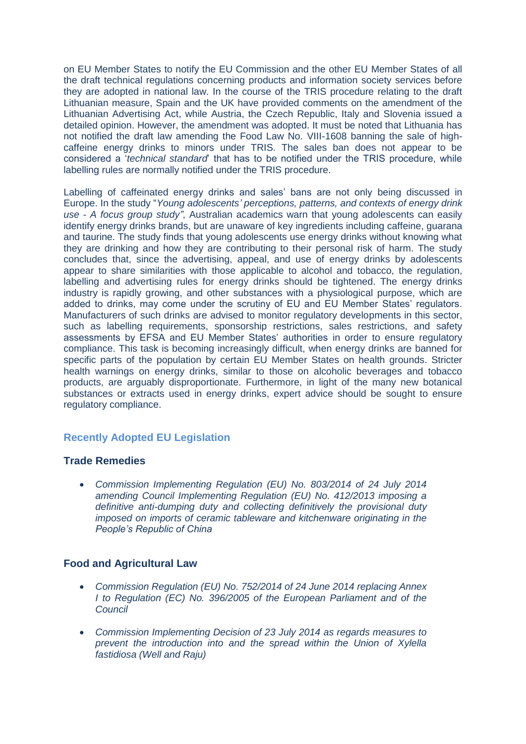on EU Member States to notify the EU Commission and the other EU Member States of all the draft technical regulations concerning products and information society services before they are adopted in national law. In the course of the TRIS procedure relating to the draft Lithuanian measure, Spain and the UK have provided comments on the amendment of the Lithuanian Advertising Act, while Austria, the Czech Republic, Italy and Slovenia issued a detailed opinion. However, the amendment was adopted. It must be noted that Lithuania has not notified the draft law amending the Food Law No. VIII-1608 banning the sale of high-caffeine energy drinks to minors under TRIS. The sales ban does not appear to be considered a '*technical standard*' that has to be notified under the TRIS procedure, while labelling rules are normally notified under the TRIS procedure.

Labelling of caffeinated energy drinks and sales' bans are not only being discussed in Europe. In the study "*Young adolescents' perceptions, patterns, and contexts of energy drink use - A focus group study"*, Australian academics warn that young adolescents can easily identify energy drinks brands, but are unaware of key ingredients including caffeine, guarana and taurine. The study finds that young adolescents use energy drinks without knowing what they are drinking and how they are contributing to their personal risk of harm. The study concludes that, since the advertising, appeal, and use of energy drinks by adolescents appear to share similarities with those applicable to alcohol and tobacco, the regulation, labelling and advertising rules for energy drinks should be tightened. The energy drinks industry is rapidly growing, and other substances with a physiological purpose, which are added to drinks, may come under the scrutiny of EU and EU Member States' regulators. Manufacturers of such drinks are advised to monitor regulatory developments in this sector, such as labelling requirements, sponsorship restrictions, sales restrictions, and safety assessments by EFSA and EU Member States' authorities in order to ensure regulatory compliance. This task is becoming increasingly difficult, when energy drinks are banned for specific parts of the population by certain EU Member States on health grounds. Stricter health warnings on energy drinks, similar to those on alcoholic beverages and tobacco products, are arguably disproportionate. Furthermore, in light of the many new botanical substances or extracts used in energy drinks, expert advice should be sought to ensure regulatory compliance.

## Recently Adopted EU Legislation

### Trade Remedies

- *Commission Implementing Regulation (EU) No. 803/2014 of 24 July 2014 amending Council Implementing Regulation (EU) No. 412/2013 imposing a definitive anti-dumping duty and collecting definitively the provisional duty imposed on imports of ceramic tableware and kitchenware originating in the People's Republic of China*

### Food and Agricultural Law

- *Commission Regulation (EU) No. 752/2014 of 24 June 2014 replacing Annex I to Regulation (EC) No. 396/2005 of the European Parliament and of the Council*
- *Commission Implementing Decision of 23 July 2014 as regards measures to prevent the introduction into and the spread within the Union of Xylella fastidiosa (Well and Raju)*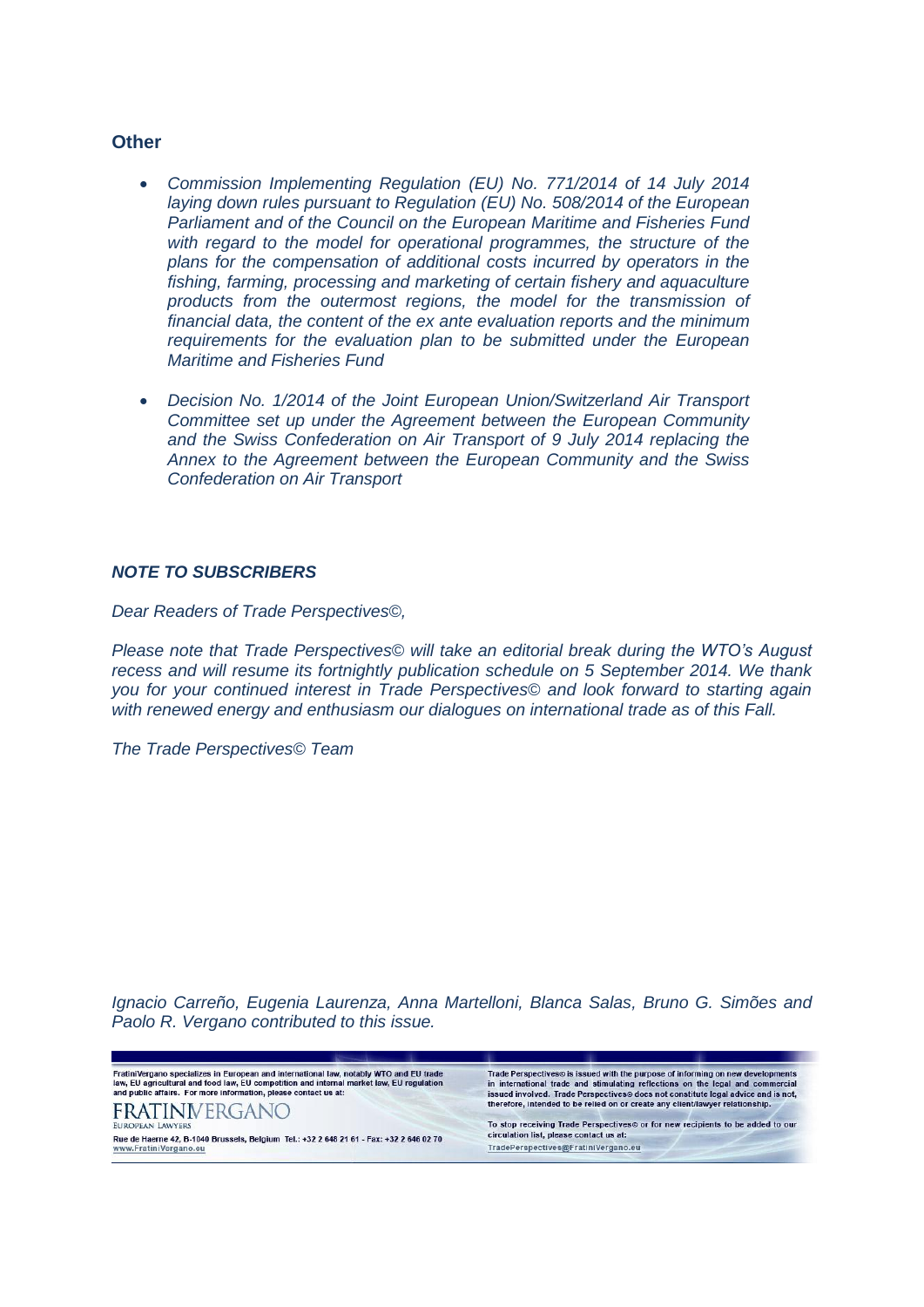## Other

- *Commission Implementing Regulation (EU) No. 771/2014 of 14 July 2014 laying down rules pursuant to Regulation (EU) No. 508/2014 of the European Parliament and of the Council on the European Maritime and Fisheries Fund with regard to the model for operational programmes, the structure of the plans for the compensation of additional costs incurred by operators in the fishing, farming, processing and marketing of certain fishery and aquaculture products from the outermost regions, the model for the transmission of financial data, the content of the ex ante evaluation reports and the minimum requirements for the evaluation plan to be submitted under the European Maritime and Fisheries Fund*
- *Decision No. 1/2014 of the Joint European Union/Switzerland Air Transport Committee set up under the Agreement between the European Community and the Swiss Confederation on Air Transport of 9 July 2014 replacing the Annex to the Agreement between the European Community and the Swiss Confederation on Air Transport*

***NOTE TO SUBSCRIBERS***

*Dear Readers of Trade Perspectives©,*

*Please note that Trade Perspectives© will take an editorial break during the WTO's August recess and will resume its fortnightly publication schedule on 5 September 2014. We thank you for your continued interest in Trade Perspectives© and look forward to starting again with renewed energy and enthusiasm our dialogues on international trade as of this Fall.*

*The Trade Perspectives© Team*

*Ignacio Carreño, Eugenia Laurenza, Anna Martelloni, Blanca Salas, Bruno G. Simões and Paolo R. Vergano contributed to this issue.*

FratiniVergano specializes in European and international law, notably WTO and EU trade law, EU agricultural and food law, EU competition and internal market law, EU regulation and public affairs. For more information, please contact us at:

FRATINIVERGANO
EUROPEAN LAWYERS

Rue de Haerne 42, B-1040 Brussels, Belgium Tel.: +32 2 648 21 61 - Fax: +32 2 646 02 70
www.FratiniVergano.eu

Trade Perspectives© is issued with the purpose of informing on new developments in international trade and stimulating reflections on the legal and commercial issued involved. Trade Perspectives© does not constitute legal advice and is not, therefore, intended to be relied on or create any client/lawyer relationship.

To stop receiving Trade Perspectives© or for new recipients to be added to our circulation list, please contact us at:
TradePerspectives@FratiniVergano.eu